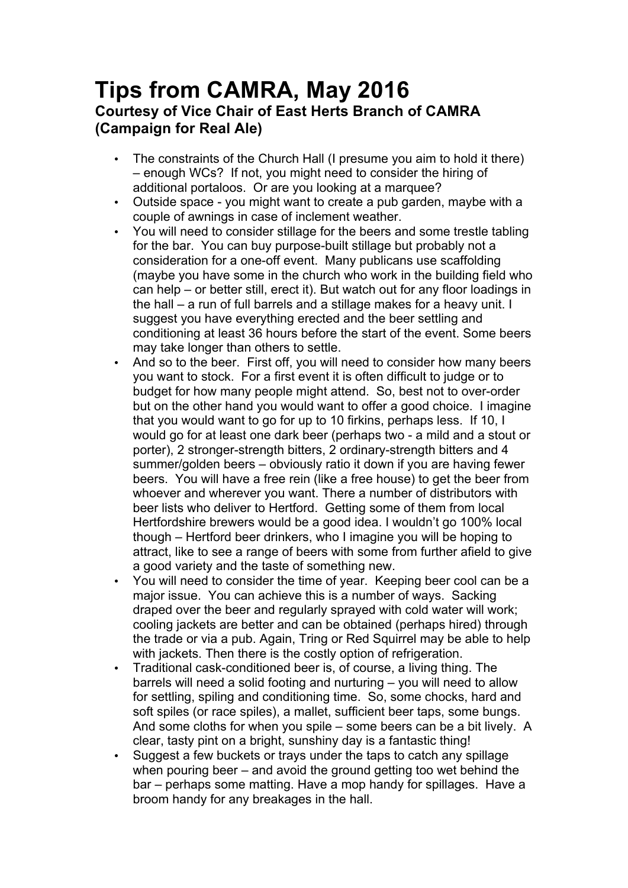# Tips from CAMRA, May 2016

### Courtesy of Vice Chair of East Herts Branch of CAMRA (Campaign for Real Ale)

- The constraints of the Church Hall (I presume you aim to hold it there) – enough WCs? If not, you might need to consider the hiring of additional portaloos. Or are you looking at a marquee?
- Outside space - you might want to create a pub garden, maybe with a couple of awnings in case of inclement weather.
- You will need to consider stillage for the beers and some trestle tabling for the bar. You can buy purpose-built stillage but probably not a consideration for a one-off event. Many publicans use scaffolding (maybe you have some in the church who work in the building field who can help – or better still, erect it). But watch out for any floor loadings in the hall – a run of full barrels and a stillage makes for a heavy unit. I suggest you have everything erected and the beer settling and conditioning at least 36 hours before the start of the event. Some beers may take longer than others to settle.
- And so to the beer. First off, you will need to consider how many beers you want to stock. For a first event it is often difficult to judge or to budget for how many people might attend. So, best not to over-order but on the other hand you would want to offer a good choice. I imagine that you would want to go for up to 10 firkins, perhaps less. If 10, I would go for at least one dark beer (perhaps two - a mild and a stout or porter), 2 stronger-strength bitters, 2 ordinary-strength bitters and 4 summer/golden beers – obviously ratio it down if you are having fewer beers. You will have a free rein (like a free house) to get the beer from whoever and wherever you want. There a number of distributors with beer lists who deliver to Hertford. Getting some of them from local Hertfordshire brewers would be a good idea. I wouldn't go 100% local though – Hertford beer drinkers, who I imagine you will be hoping to attract, like to see a range of beers with some from further afield to give a good variety and the taste of something new.
- You will need to consider the time of year. Keeping beer cool can be a major issue. You can achieve this is a number of ways. Sacking draped over the beer and regularly sprayed with cold water will work; cooling jackets are better and can be obtained (perhaps hired) through the trade or via a pub. Again, Tring or Red Squirrel may be able to help with jackets. Then there is the costly option of refrigeration.
- Traditional cask-conditioned beer is, of course, a living thing. The barrels will need a solid footing and nurturing – you will need to allow for settling, spiling and conditioning time. So, some chocks, hard and soft spiles (or race spiles), a mallet, sufficient beer taps, some bungs. And some cloths for when you spile – some beers can be a bit lively. A clear, tasty pint on a bright, sunshiny day is a fantastic thing!
- Suggest a few buckets or trays under the taps to catch any spillage when pouring beer – and avoid the ground getting too wet behind the bar – perhaps some matting. Have a mop handy for spillages. Have a broom handy for any breakages in the hall.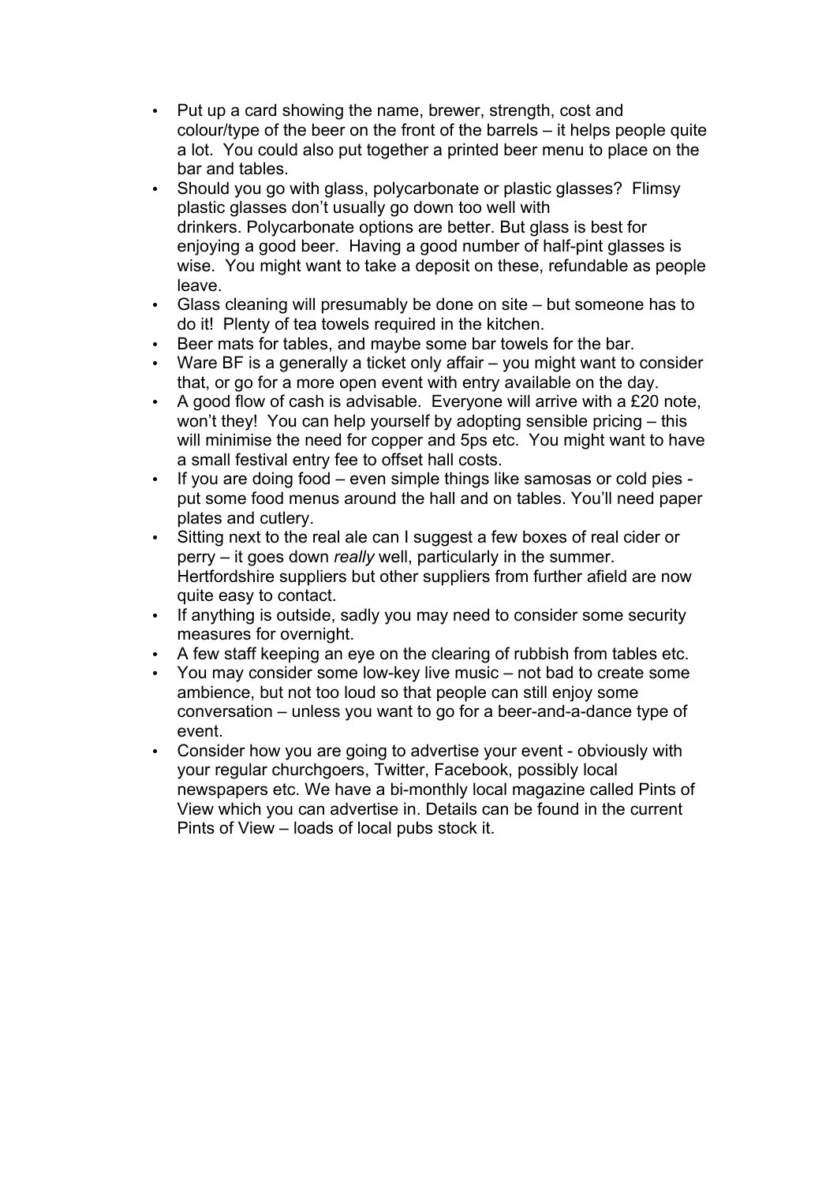- Put up a card showing the name, brewer, strength, cost and colour/type of the beer on the front of the barrels – it helps people quite a lot. You could also put together a printed beer menu to place on the bar and tables.
- Should you go with glass, polycarbonate or plastic glasses? Flimsy plastic glasses don't usually go down too well with drinkers. Polycarbonate options are better. But glass is best for enjoying a good beer. Having a good number of half-pint glasses is wise. You might want to take a deposit on these, refundable as people leave.
- Glass cleaning will presumably be done on site – but someone has to do it! Plenty of tea towels required in the kitchen.
- Beer mats for tables, and maybe some bar towels for the bar.
- Ware BF is a generally a ticket only affair – you might want to consider that, or go for a more open event with entry available on the day.
- A good flow of cash is advisable. Everyone will arrive with a £20 note, won't they! You can help yourself by adopting sensible pricing – this will minimise the need for copper and 5ps etc. You might want to have a small festival entry fee to offset hall costs.
- If you are doing food – even simple things like samosas or cold pies - put some food menus around the hall and on tables. You'll need paper plates and cutlery.
- Sitting next to the real ale can I suggest a few boxes of real cider or perry – it goes down *really* well, particularly in the summer. Hertfordshire suppliers but other suppliers from further afield are now quite easy to contact.
- If anything is outside, sadly you may need to consider some security measures for overnight.
- A few staff keeping an eye on the clearing of rubbish from tables etc.
- You may consider some low-key live music – not bad to create some ambience, but not too loud so that people can still enjoy some conversation – unless you want to go for a beer-and-a-dance type of event.
- Consider how you are going to advertise your event - obviously with your regular churchgoers, Twitter, Facebook, possibly local newspapers etc. We have a bi-monthly local magazine called Pints of View which you can advertise in. Details can be found in the current Pints of View – loads of local pubs stock it.